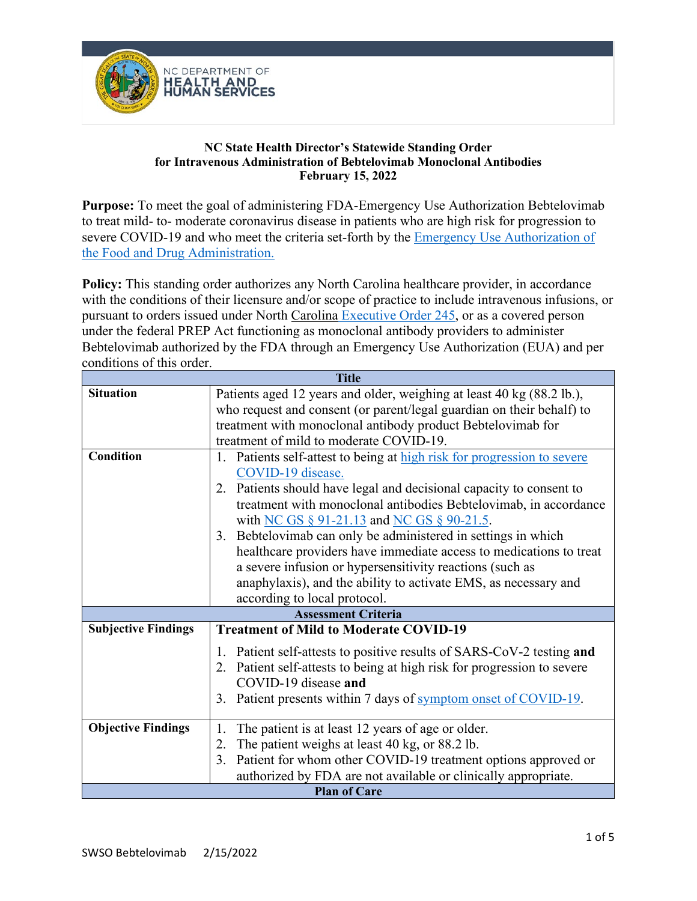NC DEPARTMENT OF HEALTH AND HUMAN SERVICES

**NC State Health Director's Statewide Standing Order for Intravenous Administration of Bebtelovimab Monoclonal Antibodies February 15, 2022**

**Purpose:** To meet the goal of administering FDA-Emergency Use Authorization Bebtelovimab to treat mild- to- moderate coronavirus disease in patients who are high risk for progression to severe COVID-19 and who meet the criteria set-forth by the Emergency Use Authorization of the Food and Drug Administration.

**Policy:** This standing order authorizes any North Carolina healthcare provider, in accordance with the conditions of their licensure and/or scope of practice to include intravenous infusions, or pursuant to orders issued under North Carolina Executive Order 245, or as a covered person under the federal PREP Act functioning as monoclonal antibody providers to administer Bebtelovimab authorized by the FDA through an Emergency Use Authorization (EUA) and per conditions of this order.

| Title | |
|---|---|
| **Situation** | Patients aged 12 years and older, weighing at least 40 kg (88.2 lb.), who request and consent (or parent/legal guardian on their behalf) to treatment with monoclonal antibody product Bebtelovimab for treatment of mild to moderate COVID-19. |
| **Condition** | 1. Patients self-attest to being at high risk for progression to severe COVID-19 disease.<br>2. Patients should have legal and decisional capacity to consent to treatment with monoclonal antibodies Bebtelovimab, in accordance with NC GS § 91-21.13 and NC GS § 90-21.5.<br>3. Bebtelovimab can only be administered in settings in which healthcare providers have immediate access to medications to treat a severe infusion or hypersensitivity reactions (such as anaphylaxis), and the ability to activate EMS, as necessary and according to local protocol. |
| **Assessment Criteria** | |
| **Subjective Findings** | **Treatment of Mild to Moderate COVID-19**<br>1. Patient self-attests to positive results of SARS-CoV-2 testing **and**<br>2. Patient self-attests to being at high risk for progression to severe COVID-19 disease **and**<br>3. Patient presents within 7 days of symptom onset of COVID-19. |
| **Objective Findings** | 1. The patient is at least 12 years of age or older.<br>2. The patient weighs at least 40 kg, or 88.2 lb.<br>3. Patient for whom other COVID-19 treatment options approved or authorized by FDA are not available or clinically appropriate. |
| **Plan of Care** | |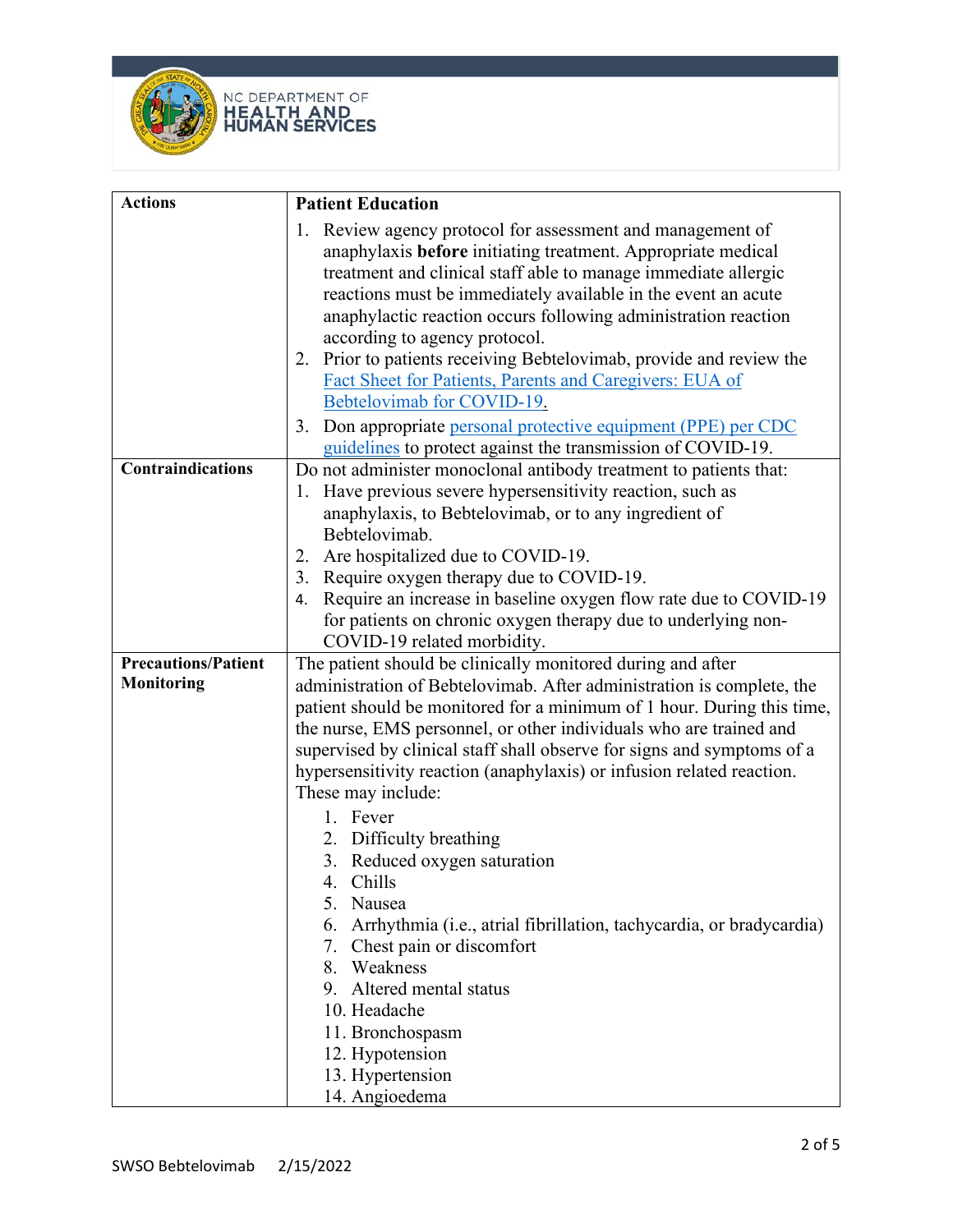| Actions | Patient Education |
| --- | --- |
| | 1. Review agency protocol for assessment and management of anaphylaxis **before** initiating treatment. Appropriate medical treatment and clinical staff able to manage immediate allergic reactions must be immediately available in the event an acute anaphylactic reaction occurs following administration reaction according to agency protocol.<br>2. Prior to patients receiving Bebtelovimab, provide and review the [Fact Sheet for Patients, Parents and Caregivers: EUA of Bebtelovimab for COVID-19](#).<br>3. Don appropriate [personal protective equipment (PPE) per CDC guidelines](#) to protect against the transmission of COVID-19. |
| **Contraindications** | Do not administer monoclonal antibody treatment to patients that:<br>1. Have previous severe hypersensitivity reaction, such as anaphylaxis, to Bebtelovimab, or to any ingredient of Bebtelovimab.<br>2. Are hospitalized due to COVID-19.<br>3. Require oxygen therapy due to COVID-19.<br>4. Require an increase in baseline oxygen flow rate due to COVID-19 for patients on chronic oxygen therapy due to underlying non-COVID-19 related morbidity. |
| **Precautions/Patient Monitoring** | The patient should be clinically monitored during and after administration of Bebtelovimab. After administration is complete, the patient should be monitored for a minimum of 1 hour. During this time, the nurse, EMS personnel, or other individuals who are trained and supervised by clinical staff shall observe for signs and symptoms of a hypersensitivity reaction (anaphylaxis) or infusion related reaction. These may include:<br>1. Fever<br>2. Difficulty breathing<br>3. Reduced oxygen saturation<br>4. Chills<br>5. Nausea<br>6. Arrhythmia (i.e., atrial fibrillation, tachycardia, or bradycardia)<br>7. Chest pain or discomfort<br>8. Weakness<br>9. Altered mental status<br>10. Headache<br>11. Bronchospasm<br>12. Hypotension<br>13. Hypertension<br>14. Angioedema |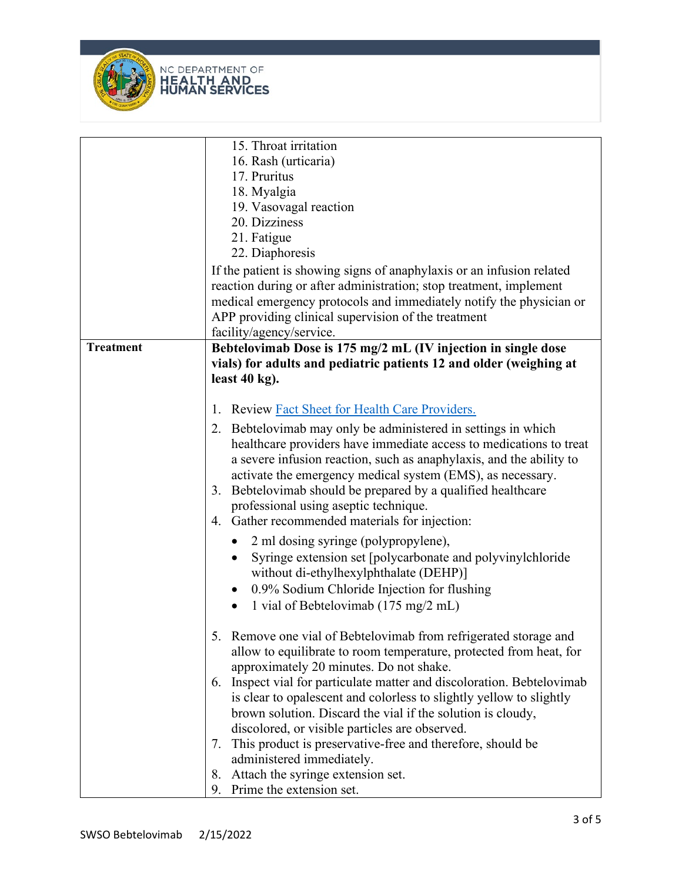| | |
|---|---|
| | 15. Throat irritation<br>16. Rash (urticaria)<br>17. Pruritus<br>18. Myalgia<br>19. Vasovagal reaction<br>20. Dizziness<br>21. Fatigue<br>22. Diaphoresis<br>If the patient is showing signs of anaphylaxis or an infusion related reaction during or after administration; stop treatment, implement medical emergency protocols and immediately notify the physician or APP providing clinical supervision of the treatment facility/agency/service. |
| **Treatment** | **Bebtelovimab Dose is 175 mg/2 mL (IV injection in single dose vials) for adults and pediatric patients 12 and older (weighing at least 40 kg).**<br><br>1. Review [Fact Sheet for Health Care Providers.](#)<br>2. Bebtelovimab may only be administered in settings in which healthcare providers have immediate access to medications to treat a severe infusion reaction, such as anaphylaxis, and the ability to activate the emergency medical system (EMS), as necessary.<br>3. Bebtelovimab should be prepared by a qualified healthcare professional using aseptic technique.<br>4. Gather recommended materials for injection:<br>• 2 ml dosing syringe (polypropylene),<br>• Syringe extension set [polycarbonate and polyvinylchloride without di-ethylhexylphthalate (DEHP)]<br>• 0.9% Sodium Chloride Injection for flushing<br>• 1 vial of Bebtelovimab (175 mg/2 mL)<br><br>5. Remove one vial of Bebtelovimab from refrigerated storage and allow to equilibrate to room temperature, protected from heat, for approximately 20 minutes. Do not shake.<br>6. Inspect vial for particulate matter and discoloration. Bebtelovimab is clear to opalescent and colorless to slightly yellow to slightly brown solution. Discard the vial if the solution is cloudy, discolored, or visible particles are observed.<br>7. This product is preservative-free and therefore, should be administered immediately.<br>8. Attach the syringe extension set.<br>9. Prime the extension set. |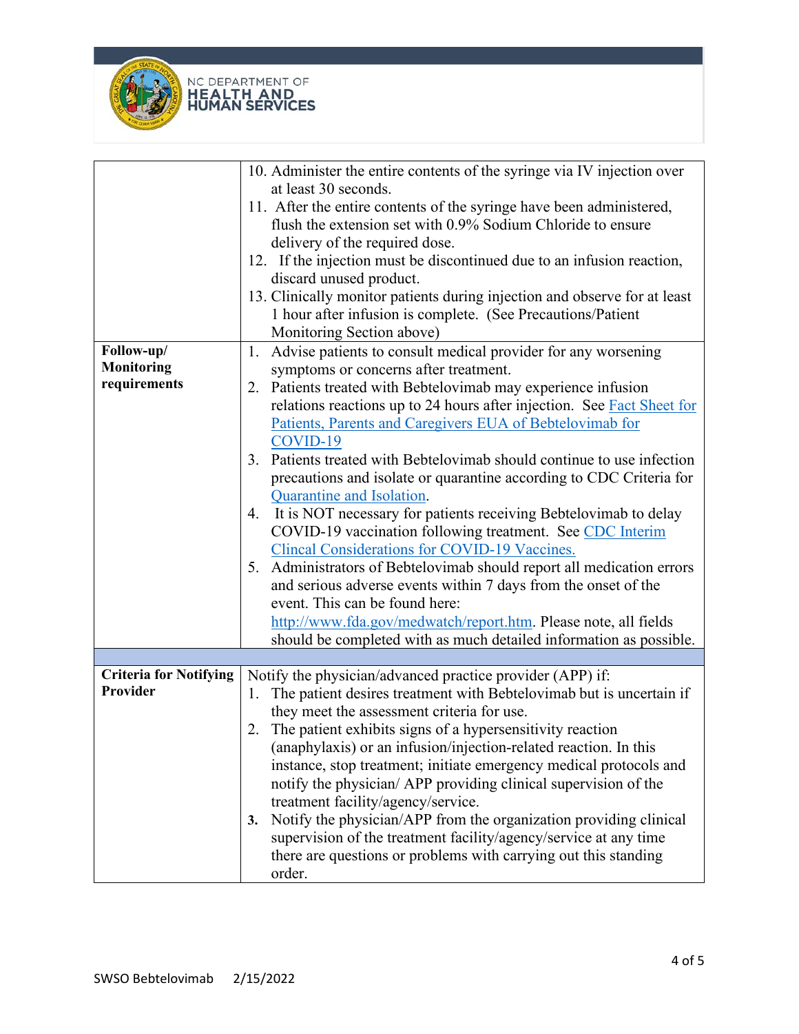| | |
|---|---|
| | 10. Administer the entire contents of the syringe via IV injection over at least 30 seconds.<br>11. After the entire contents of the syringe have been administered, flush the extension set with 0.9% Sodium Chloride to ensure delivery of the required dose.<br>12. If the injection must be discontinued due to an infusion reaction, discard unused product.<br>13. Clinically monitor patients during injection and observe for at least 1 hour after infusion is complete. (See Precautions/Patient Monitoring Section above) |
| **Follow-up/ Monitoring requirements** | 1. Advise patients to consult medical provider for any worsening symptoms or concerns after treatment.<br>2. Patients treated with Bebtelovimab may experience infusion relations reactions up to 24 hours after injection. See Fact Sheet for Patients, Parents and Caregivers EUA of Bebtelovimab for COVID-19<br>3. Patients treated with Bebtelovimab should continue to use infection precautions and isolate or quarantine according to CDC Criteria for Quarantine and Isolation.<br>4. It is NOT necessary for patients receiving Bebtelovimab to delay COVID-19 vaccination following treatment. See CDC Interim Clincal Considerations for COVID-19 Vaccines.<br>5. Administrators of Bebtelovimab should report all medication errors and serious adverse events within 7 days from the onset of the event. This can be found here: http://www.fda.gov/medwatch/report.htm. Please note, all fields should be completed with as much detailed information as possible. |
| | |
| **Criteria for Notifying Provider** | Notify the physician/advanced practice provider (APP) if:<br>1. The patient desires treatment with Bebtelovimab but is uncertain if they meet the assessment criteria for use.<br>2. The patient exhibits signs of a hypersensitivity reaction (anaphylaxis) or an infusion/injection-related reaction. In this instance, stop treatment; initiate emergency medical protocols and notify the physician/ APP providing clinical supervision of the treatment facility/agency/service.<br>3. Notify the physician/APP from the organization providing clinical supervision of the treatment facility/agency/service at any time there are questions or problems with carrying out this standing order. |

SWSO Bebtelovimab 2/15/2022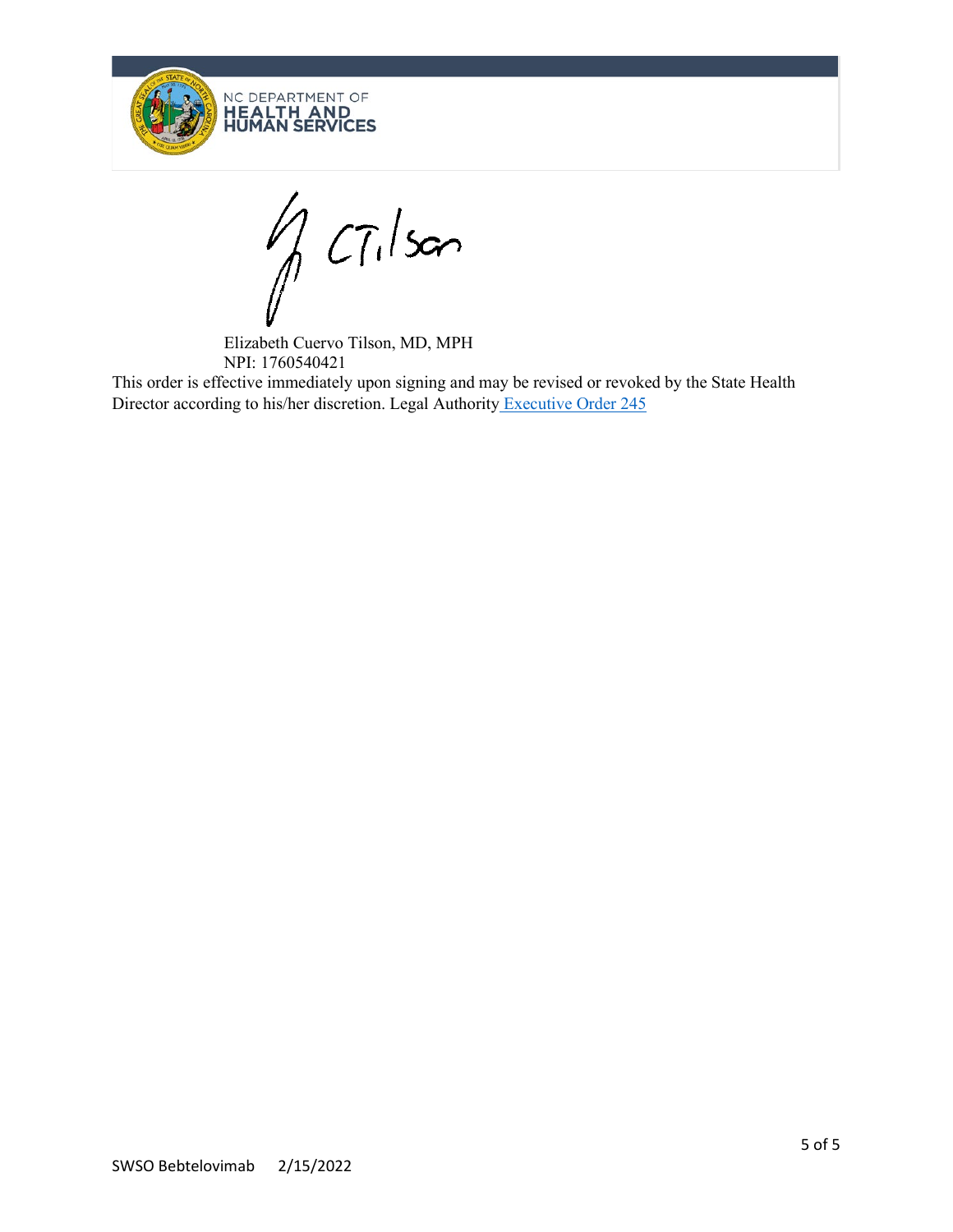Elizabeth Cuervo Tilson, MD, MPH
NPI: 1760540421

This order is effective immediately upon signing and may be revised or revoked by the State Health Director according to his/her discretion. Legal Authority Executive Order 245